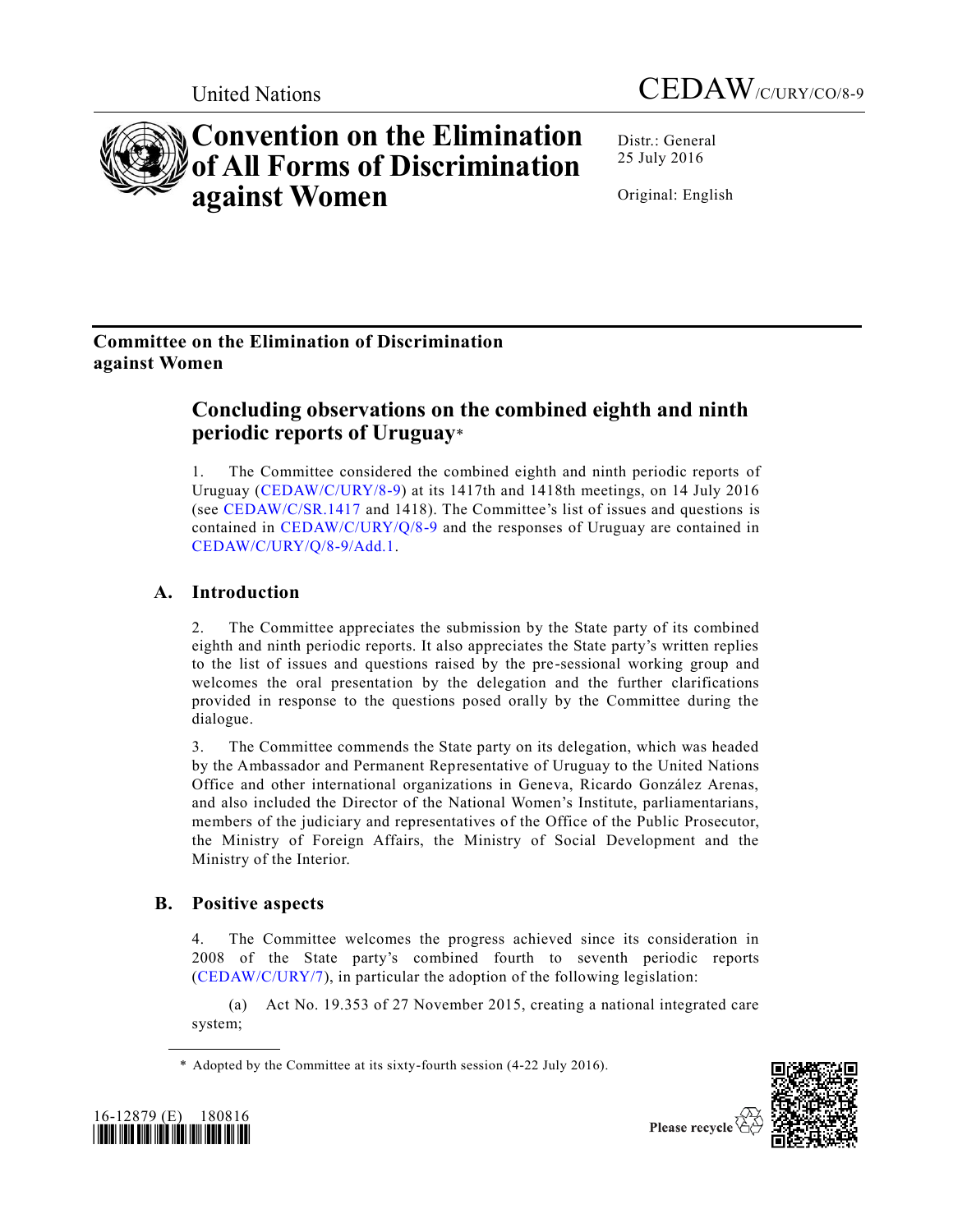United Nations

CEDAW/C/URY/CO/8-9

# Convention on the Elimination of All Forms of Discrimination against Women

Distr.: General
25 July 2016

Original: English

## Committee on the Elimination of Discrimination against Women

# Concluding observations on the combined eighth and ninth periodic reports of Uruguay*

1. The Committee considered the combined eighth and ninth periodic reports of Uruguay (CEDAW/C/URY/8-9) at its 1417th and 1418th meetings, on 14 July 2016 (see CEDAW/C/SR.1417 and 1418). The Committee's list of issues and questions is contained in CEDAW/C/URY/Q/8-9 and the responses of Uruguay are contained in CEDAW/C/URY/Q/8-9/Add.1.

## A. Introduction

2. The Committee appreciates the submission by the State party of its combined eighth and ninth periodic reports. It also appreciates the State party's written replies to the list of issues and questions raised by the pre-sessional working group and welcomes the oral presentation by the delegation and the further clarifications provided in response to the questions posed orally by the Committee during the dialogue.

3. The Committee commends the State party on its delegation, which was headed by the Ambassador and Permanent Representative of Uruguay to the United Nations Office and other international organizations in Geneva, Ricardo González Arenas, and also included the Director of the National Women's Institute, parliamentarians, members of the judiciary and representatives of the Office of the Public Prosecutor, the Ministry of Foreign Affairs, the Ministry of Social Development and the Ministry of the Interior.

## B. Positive aspects

4. The Committee welcomes the progress achieved since its consideration in 2008 of the State party's combined fourth to seventh periodic reports (CEDAW/C/URY/7), in particular the adoption of the following legislation:

(a) Act No. 19.353 of 27 November 2015, creating a national integrated care system;

* Adopted by the Committee at its sixty-fourth session (4-22 July 2016).

16-12879 (E) 180816

Please recycle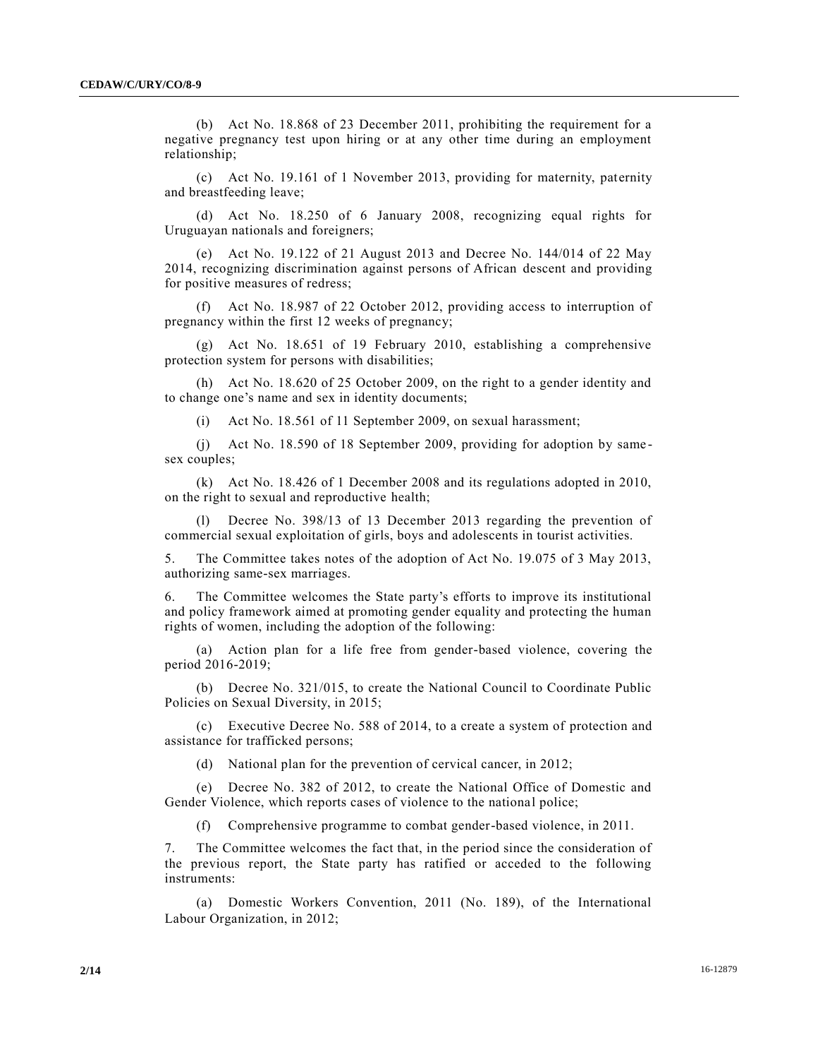(b) Act No. 18.868 of 23 December 2011, prohibiting the requirement for a negative pregnancy test upon hiring or at any other time during an employment relationship;

(c) Act No. 19.161 of 1 November 2013, providing for maternity, paternity and breastfeeding leave;

(d) Act No. 18.250 of 6 January 2008, recognizing equal rights for Uruguayan nationals and foreigners;

(e) Act No. 19.122 of 21 August 2013 and Decree No. 144/014 of 22 May 2014, recognizing discrimination against persons of African descent and providing for positive measures of redress;

(f) Act No. 18.987 of 22 October 2012, providing access to interruption of pregnancy within the first 12 weeks of pregnancy;

(g) Act No. 18.651 of 19 February 2010, establishing a comprehensive protection system for persons with disabilities;

(h) Act No. 18.620 of 25 October 2009, on the right to a gender identity and to change one's name and sex in identity documents;

(i) Act No. 18.561 of 11 September 2009, on sexual harassment;

(j) Act No. 18.590 of 18 September 2009, providing for adoption by same-sex couples;

(k) Act No. 18.426 of 1 December 2008 and its regulations adopted in 2010, on the right to sexual and reproductive health;

(l) Decree No. 398/13 of 13 December 2013 regarding the prevention of commercial sexual exploitation of girls, boys and adolescents in tourist activities.

5. The Committee takes notes of the adoption of Act No. 19.075 of 3 May 2013, authorizing same-sex marriages.

6. The Committee welcomes the State party's efforts to improve its institutional and policy framework aimed at promoting gender equality and protecting the human rights of women, including the adoption of the following:

(a) Action plan for a life free from gender-based violence, covering the period 2016-2019;

(b) Decree No. 321/015, to create the National Council to Coordinate Public Policies on Sexual Diversity, in 2015;

(c) Executive Decree No. 588 of 2014, to a create a system of protection and assistance for trafficked persons;

(d) National plan for the prevention of cervical cancer, in 2012;

(e) Decree No. 382 of 2012, to create the National Office of Domestic and Gender Violence, which reports cases of violence to the national police;

(f) Comprehensive programme to combat gender-based violence, in 2011.

7. The Committee welcomes the fact that, in the period since the consideration of the previous report, the State party has ratified or acceded to the following instruments:

(a) Domestic Workers Convention, 2011 (No. 189), of the International Labour Organization, in 2012;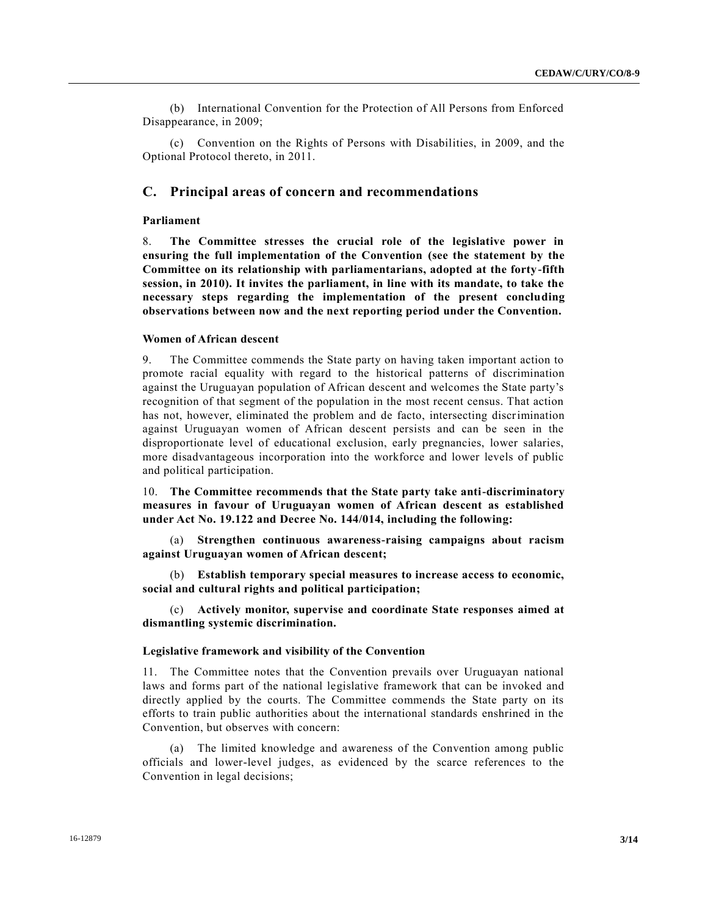(b) International Convention for the Protection of All Persons from Enforced Disappearance, in 2009;

(c) Convention on the Rights of Persons with Disabilities, in 2009, and the Optional Protocol thereto, in 2011.

## C. Principal areas of concern and recommendations

### Parliament

8. **The Committee stresses the crucial role of the legislative power in ensuring the full implementation of the Convention (see the statement by the Committee on its relationship with parliamentarians, adopted at the forty-fifth session, in 2010). It invites the parliament, in line with its mandate, to take the necessary steps regarding the implementation of the present concluding observations between now and the next reporting period under the Convention.**

### Women of African descent

9. The Committee commends the State party on having taken important action to promote racial equality with regard to the historical patterns of discrimination against the Uruguayan population of African descent and welcomes the State party's recognition of that segment of the population in the most recent census. That action has not, however, eliminated the problem and de facto, intersecting discrimination against Uruguayan women of African descent persists and can be seen in the disproportionate level of educational exclusion, early pregnancies, lower salaries, more disadvantageous incorporation into the workforce and lower levels of public and political participation.

10. **The Committee recommends that the State party take anti-discriminatory measures in favour of Uruguayan women of African descent as established under Act No. 19.122 and Decree No. 144/014, including the following:**

(a) **Strengthen continuous awareness-raising campaigns about racism against Uruguayan women of African descent;**

(b) **Establish temporary special measures to increase access to economic, social and cultural rights and political participation;**

(c) **Actively monitor, supervise and coordinate State responses aimed at dismantling systemic discrimination.**

### Legislative framework and visibility of the Convention

11. The Committee notes that the Convention prevails over Uruguayan national laws and forms part of the national legislative framework that can be invoked and directly applied by the courts. The Committee commends the State party on its efforts to train public authorities about the international standards enshrined in the Convention, but observes with concern:

(a) The limited knowledge and awareness of the Convention among public officials and lower-level judges, as evidenced by the scarce references to the Convention in legal decisions;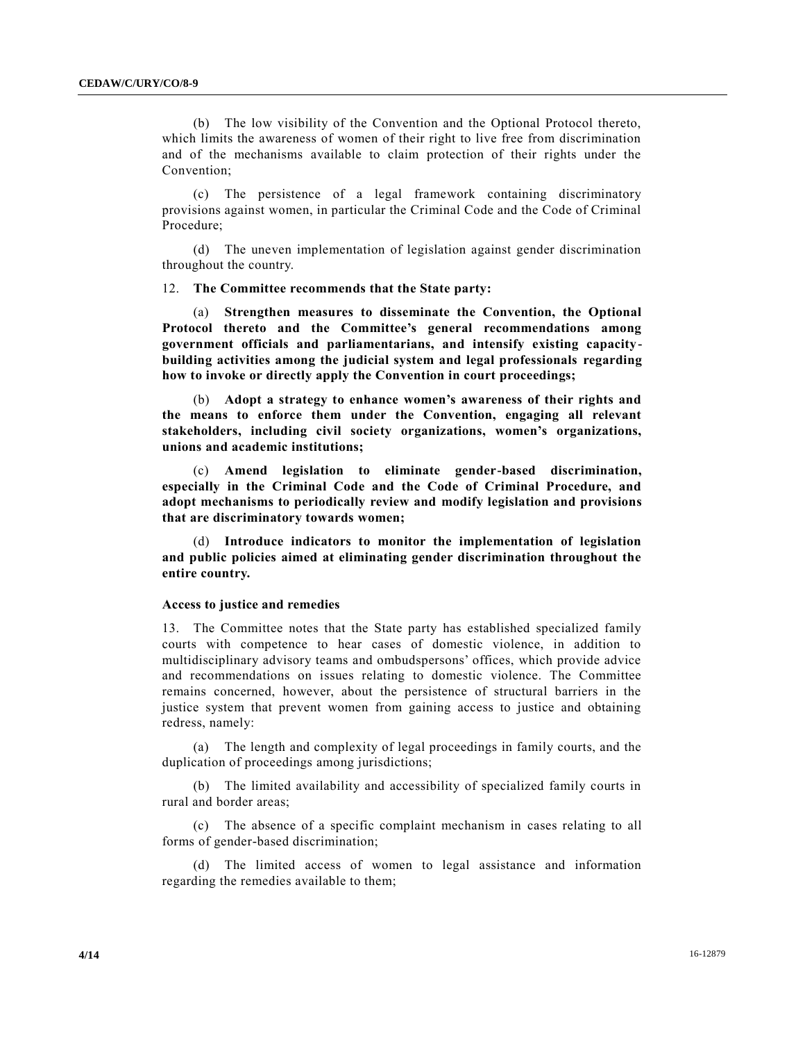(b) The low visibility of the Convention and the Optional Protocol thereto, which limits the awareness of women of their right to live free from discrimination and of the mechanisms available to claim protection of their rights under the Convention;

(c) The persistence of a legal framework containing discriminatory provisions against women, in particular the Criminal Code and the Code of Criminal Procedure;

(d) The uneven implementation of legislation against gender discrimination throughout the country.

12. **The Committee recommends that the State party:**

(a) **Strengthen measures to disseminate the Convention, the Optional Protocol thereto and the Committee's general recommendations among government officials and parliamentarians, and intensify existing capacity-building activities among the judicial system and legal professionals regarding how to invoke or directly apply the Convention in court proceedings;**

(b) **Adopt a strategy to enhance women's awareness of their rights and the means to enforce them under the Convention, engaging all relevant stakeholders, including civil society organizations, women's organizations, unions and academic institutions;**

(c) **Amend legislation to eliminate gender-based discrimination, especially in the Criminal Code and the Code of Criminal Procedure, and adopt mechanisms to periodically review and modify legislation and provisions that are discriminatory towards women;**

(d) **Introduce indicators to monitor the implementation of legislation and public policies aimed at eliminating gender discrimination throughout the entire country.**

### Access to justice and remedies

13. The Committee notes that the State party has established specialized family courts with competence to hear cases of domestic violence, in addition to multidisciplinary advisory teams and ombudspersons' offices, which provide advice and recommendations on issues relating to domestic violence. The Committee remains concerned, however, about the persistence of structural barriers in the justice system that prevent women from gaining access to justice and obtaining redress, namely:

(a) The length and complexity of legal proceedings in family courts, and the duplication of proceedings among jurisdictions;

(b) The limited availability and accessibility of specialized family courts in rural and border areas;

(c) The absence of a specific complaint mechanism in cases relating to all forms of gender-based discrimination;

(d) The limited access of women to legal assistance and information regarding the remedies available to them;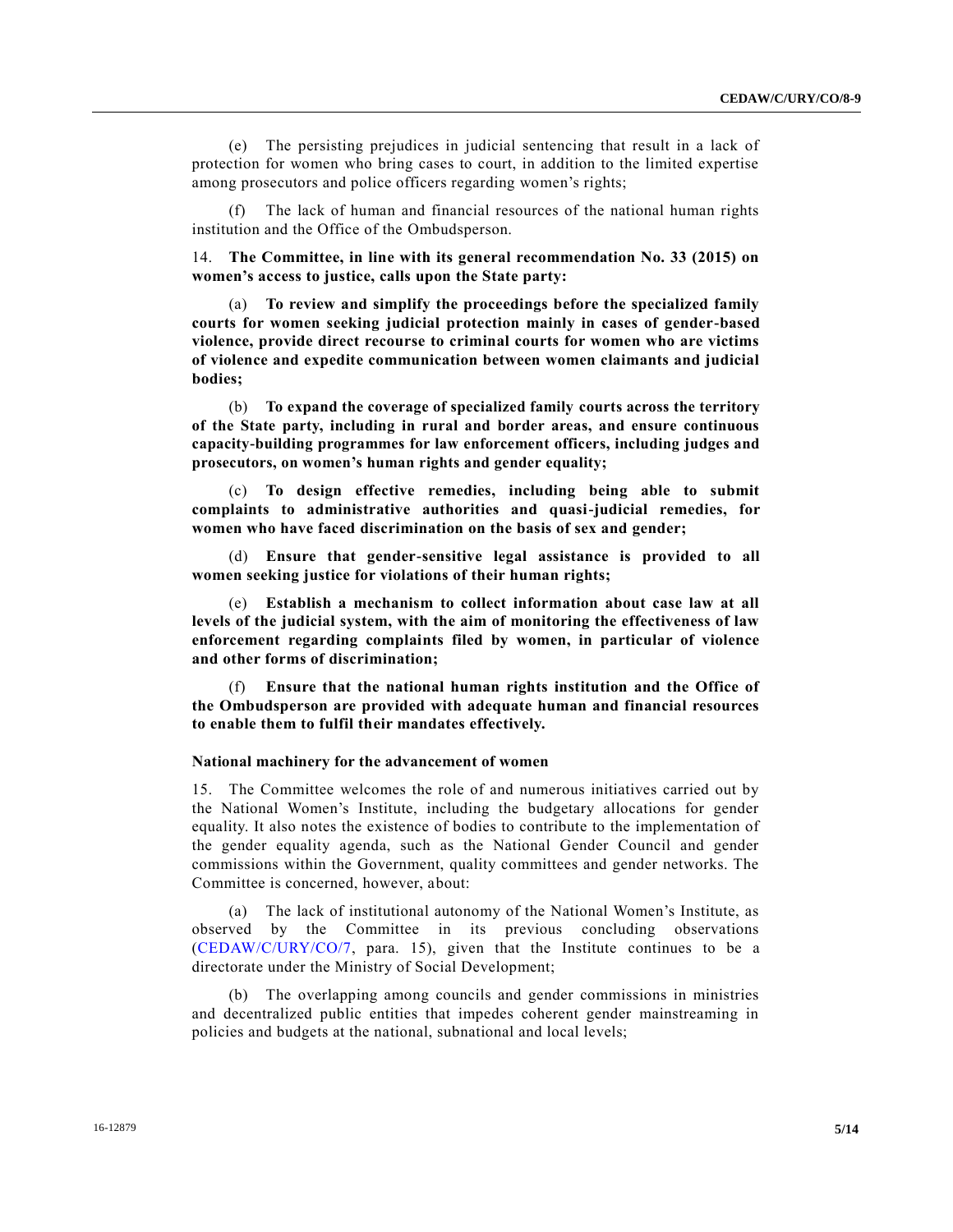(e) The persisting prejudices in judicial sentencing that result in a lack of protection for women who bring cases to court, in addition to the limited expertise among prosecutors and police officers regarding women's rights;

(f) The lack of human and financial resources of the national human rights institution and the Office of the Ombudsperson.

14. **The Committee, in line with its general recommendation No. 33 (2015) on women's access to justice, calls upon the State party:**

(a) **To review and simplify the proceedings before the specialized family courts for women seeking judicial protection mainly in cases of gender-based violence, provide direct recourse to criminal courts for women who are victims of violence and expedite communication between women claimants and judicial bodies;**

(b) **To expand the coverage of specialized family courts across the territory of the State party, including in rural and border areas, and ensure continuous capacity-building programmes for law enforcement officers, including judges and prosecutors, on women's human rights and gender equality;**

(c) **To design effective remedies, including being able to submit complaints to administrative authorities and quasi-judicial remedies, for women who have faced discrimination on the basis of sex and gender;**

(d) **Ensure that gender-sensitive legal assistance is provided to all women seeking justice for violations of their human rights;**

(e) **Establish a mechanism to collect information about case law at all levels of the judicial system, with the aim of monitoring the effectiveness of law enforcement regarding complaints filed by women, in particular of violence and other forms of discrimination;**

(f) **Ensure that the national human rights institution and the Office of the Ombudsperson are provided with adequate human and financial resources to enable them to fulfil their mandates effectively.**

### National machinery for the advancement of women

15. The Committee welcomes the role of and numerous initiatives carried out by the National Women's Institute, including the budgetary allocations for gender equality. It also notes the existence of bodies to contribute to the implementation of the gender equality agenda, such as the National Gender Council and gender commissions within the Government, quality committees and gender networks. The Committee is concerned, however, about:

(a) The lack of institutional autonomy of the National Women's Institute, as observed by the Committee in its previous concluding observations (CEDAW/C/URY/CO/7, para. 15), given that the Institute continues to be a directorate under the Ministry of Social Development;

(b) The overlapping among councils and gender commissions in ministries and decentralized public entities that impedes coherent gender mainstreaming in policies and budgets at the national, subnational and local levels;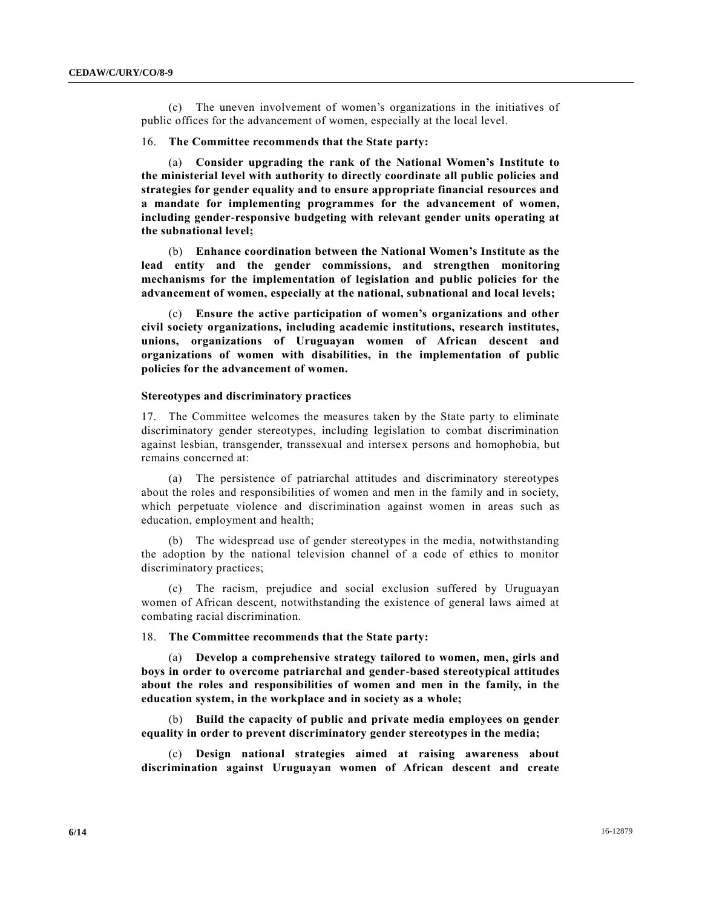(c) The uneven involvement of women's organizations in the initiatives of public offices for the advancement of women, especially at the local level.

16. **The Committee recommends that the State party:**

(a) **Consider upgrading the rank of the National Women's Institute to the ministerial level with authority to directly coordinate all public policies and strategies for gender equality and to ensure appropriate financial resources and a mandate for implementing programmes for the advancement of women, including gender-responsive budgeting with relevant gender units operating at the subnational level;**

(b) **Enhance coordination between the National Women's Institute as the lead entity and the gender commissions, and strengthen monitoring mechanisms for the implementation of legislation and public policies for the advancement of women, especially at the national, subnational and local levels;**

(c) **Ensure the active participation of women's organizations and other civil society organizations, including academic institutions, research institutes, unions, organizations of Uruguayan women of African descent and organizations of women with disabilities, in the implementation of public policies for the advancement of women.**

### Stereotypes and discriminatory practices

17. The Committee welcomes the measures taken by the State party to eliminate discriminatory gender stereotypes, including legislation to combat discrimination against lesbian, transgender, transsexual and intersex persons and homophobia, but remains concerned at:

(a) The persistence of patriarchal attitudes and discriminatory stereotypes about the roles and responsibilities of women and men in the family and in society, which perpetuate violence and discrimination against women in areas such as education, employment and health;

(b) The widespread use of gender stereotypes in the media, notwithstanding the adoption by the national television channel of a code of ethics to monitor discriminatory practices;

(c) The racism, prejudice and social exclusion suffered by Uruguayan women of African descent, notwithstanding the existence of general laws aimed at combating racial discrimination.

18. **The Committee recommends that the State party:**

(a) **Develop a comprehensive strategy tailored to women, men, girls and boys in order to overcome patriarchal and gender-based stereotypical attitudes about the roles and responsibilities of women and men in the family, in the education system, in the workplace and in society as a whole;**

(b) **Build the capacity of public and private media employees on gender equality in order to prevent discriminatory gender stereotypes in the media;**

(c) **Design national strategies aimed at raising awareness about discrimination against Uruguayan women of African descent and create**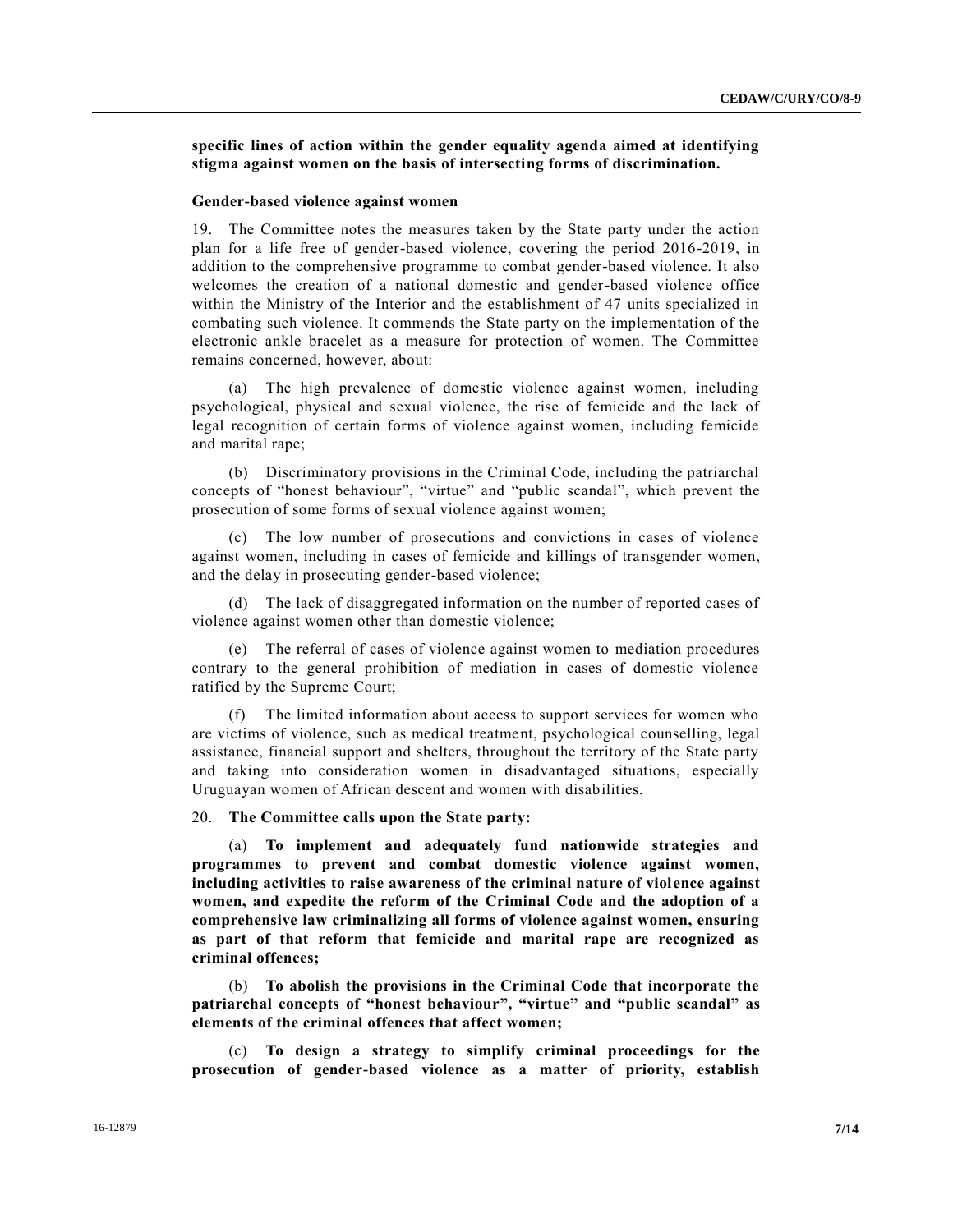**specific lines of action within the gender equality agenda aimed at identifying stigma against women on the basis of intersecting forms of discrimination.**

### Gender-based violence against women

19. The Committee notes the measures taken by the State party under the action plan for a life free of gender-based violence, covering the period 2016-2019, in addition to the comprehensive programme to combat gender-based violence. It also welcomes the creation of a national domestic and gender-based violence office within the Ministry of the Interior and the establishment of 47 units specialized in combating such violence. It commends the State party on the implementation of the electronic ankle bracelet as a measure for protection of women. The Committee remains concerned, however, about:

(a) The high prevalence of domestic violence against women, including psychological, physical and sexual violence, the rise of femicide and the lack of legal recognition of certain forms of violence against women, including femicide and marital rape;

(b) Discriminatory provisions in the Criminal Code, including the patriarchal concepts of "honest behaviour", "virtue" and "public scandal", which prevent the prosecution of some forms of sexual violence against women;

(c) The low number of prosecutions and convictions in cases of violence against women, including in cases of femicide and killings of transgender women, and the delay in prosecuting gender-based violence;

(d) The lack of disaggregated information on the number of reported cases of violence against women other than domestic violence;

(e) The referral of cases of violence against women to mediation procedures contrary to the general prohibition of mediation in cases of domestic violence ratified by the Supreme Court;

(f) The limited information about access to support services for women who are victims of violence, such as medical treatment, psychological counselling, legal assistance, financial support and shelters, throughout the territory of the State party and taking into consideration women in disadvantaged situations, especially Uruguayan women of African descent and women with disabilities.

20. **The Committee calls upon the State party:**

(a) **To implement and adequately fund nationwide strategies and programmes to prevent and combat domestic violence against women, including activities to raise awareness of the criminal nature of violence against women, and expedite the reform of the Criminal Code and the adoption of a comprehensive law criminalizing all forms of violence against women, ensuring as part of that reform that femicide and marital rape are recognized as criminal offences;**

(b) **To abolish the provisions in the Criminal Code that incorporate the patriarchal concepts of "honest behaviour", "virtue" and "public scandal" as elements of the criminal offences that affect women;**

(c) **To design a strategy to simplify criminal proceedings for the prosecution of gender-based violence as a matter of priority, establish**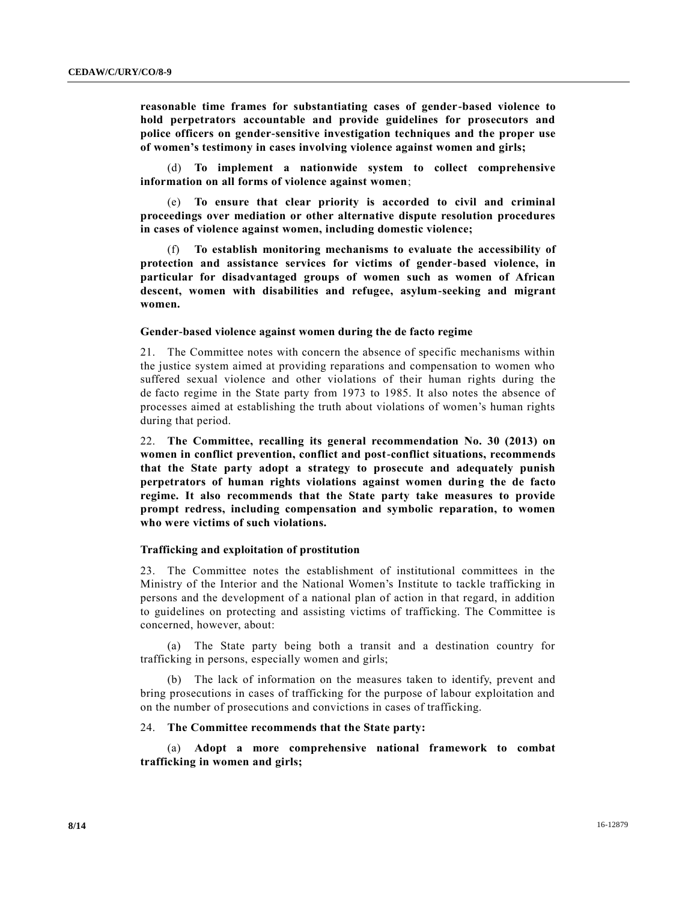**reasonable time frames for substantiating cases of gender-based violence to hold perpetrators accountable and provide guidelines for prosecutors and police officers on gender-sensitive investigation techniques and the proper use of women's testimony in cases involving violence against women and girls;**

(d) **To implement a nationwide system to collect comprehensive information on all forms of violence against women**;

(e) **To ensure that clear priority is accorded to civil and criminal proceedings over mediation or other alternative dispute resolution procedures in cases of violence against women, including domestic violence;**

(f) **To establish monitoring mechanisms to evaluate the accessibility of protection and assistance services for victims of gender-based violence, in particular for disadvantaged groups of women such as women of African descent, women with disabilities and refugee, asylum-seeking and migrant women.**

### Gender-based violence against women during the de facto regime

21. The Committee notes with concern the absence of specific mechanisms within the justice system aimed at providing reparations and compensation to women who suffered sexual violence and other violations of their human rights during the de facto regime in the State party from 1973 to 1985. It also notes the absence of processes aimed at establishing the truth about violations of women's human rights during that period.

22. **The Committee, recalling its general recommendation No. 30 (2013) on women in conflict prevention, conflict and post-conflict situations, recommends that the State party adopt a strategy to prosecute and adequately punish perpetrators of human rights violations against women during the de facto regime. It also recommends that the State party take measures to provide prompt redress, including compensation and symbolic reparation, to women who were victims of such violations.**

### Trafficking and exploitation of prostitution

23. The Committee notes the establishment of institutional committees in the Ministry of the Interior and the National Women's Institute to tackle trafficking in persons and the development of a national plan of action in that regard, in addition to guidelines on protecting and assisting victims of trafficking. The Committee is concerned, however, about:

(a) The State party being both a transit and a destination country for trafficking in persons, especially women and girls;

(b) The lack of information on the measures taken to identify, prevent and bring prosecutions in cases of trafficking for the purpose of labour exploitation and on the number of prosecutions and convictions in cases of trafficking.

24. **The Committee recommends that the State party:**

(a) **Adopt a more comprehensive national framework to combat trafficking in women and girls;**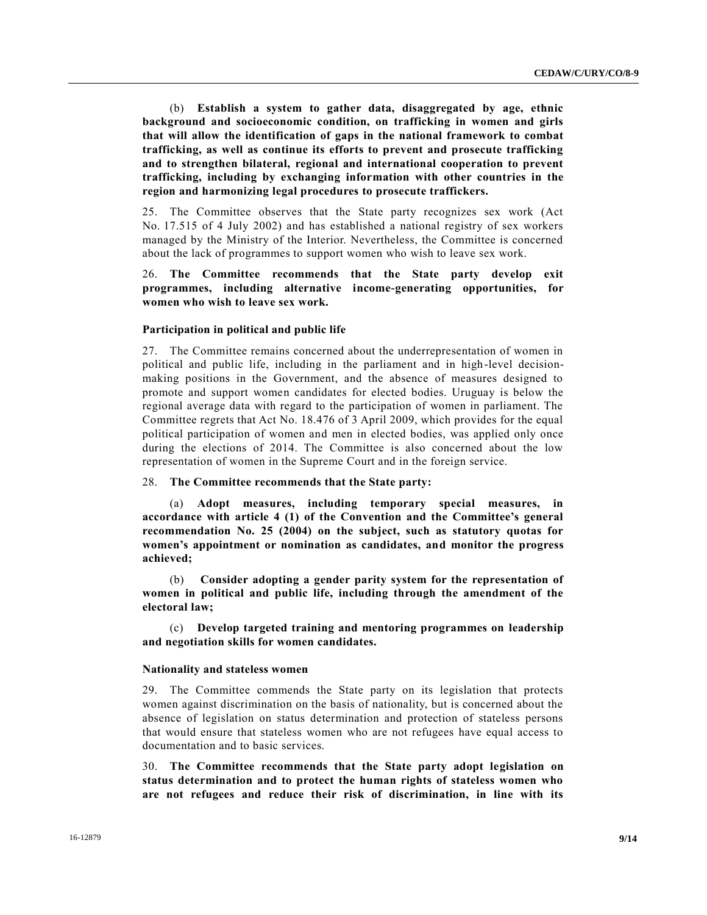(b) **Establish a system to gather data, disaggregated by age, ethnic background and socioeconomic condition, on trafficking in women and girls that will allow the identification of gaps in the national framework to combat trafficking, as well as continue its efforts to prevent and prosecute trafficking and to strengthen bilateral, regional and international cooperation to prevent trafficking, including by exchanging information with other countries in the region and harmonizing legal procedures to prosecute traffickers.**

25. The Committee observes that the State party recognizes sex work (Act No. 17.515 of 4 July 2002) and has established a national registry of sex workers managed by the Ministry of the Interior. Nevertheless, the Committee is concerned about the lack of programmes to support women who wish to leave sex work.

26. **The Committee recommends that the State party develop exit programmes, including alternative income-generating opportunities, for women who wish to leave sex work.**

### Participation in political and public life

27. The Committee remains concerned about the underrepresentation of women in political and public life, including in the parliament and in high-level decision-making positions in the Government, and the absence of measures designed to promote and support women candidates for elected bodies. Uruguay is below the regional average data with regard to the participation of women in parliament. The Committee regrets that Act No. 18.476 of 3 April 2009, which provides for the equal political participation of women and men in elected bodies, was applied only once during the elections of 2014. The Committee is also concerned about the low representation of women in the Supreme Court and in the foreign service.

28. **The Committee recommends that the State party:**

(a) **Adopt measures, including temporary special measures, in accordance with article 4 (1) of the Convention and the Committee's general recommendation No. 25 (2004) on the subject, such as statutory quotas for women's appointment or nomination as candidates, and monitor the progress achieved;**

(b) **Consider adopting a gender parity system for the representation of women in political and public life, including through the amendment of the electoral law;**

(c) **Develop targeted training and mentoring programmes on leadership and negotiation skills for women candidates.**

### Nationality and stateless women

29. The Committee commends the State party on its legislation that protects women against discrimination on the basis of nationality, but is concerned about the absence of legislation on status determination and protection of stateless persons that would ensure that stateless women who are not refugees have equal access to documentation and to basic services.

30. **The Committee recommends that the State party adopt legislation on status determination and to protect the human rights of stateless women who are not refugees and reduce their risk of discrimination, in line with its**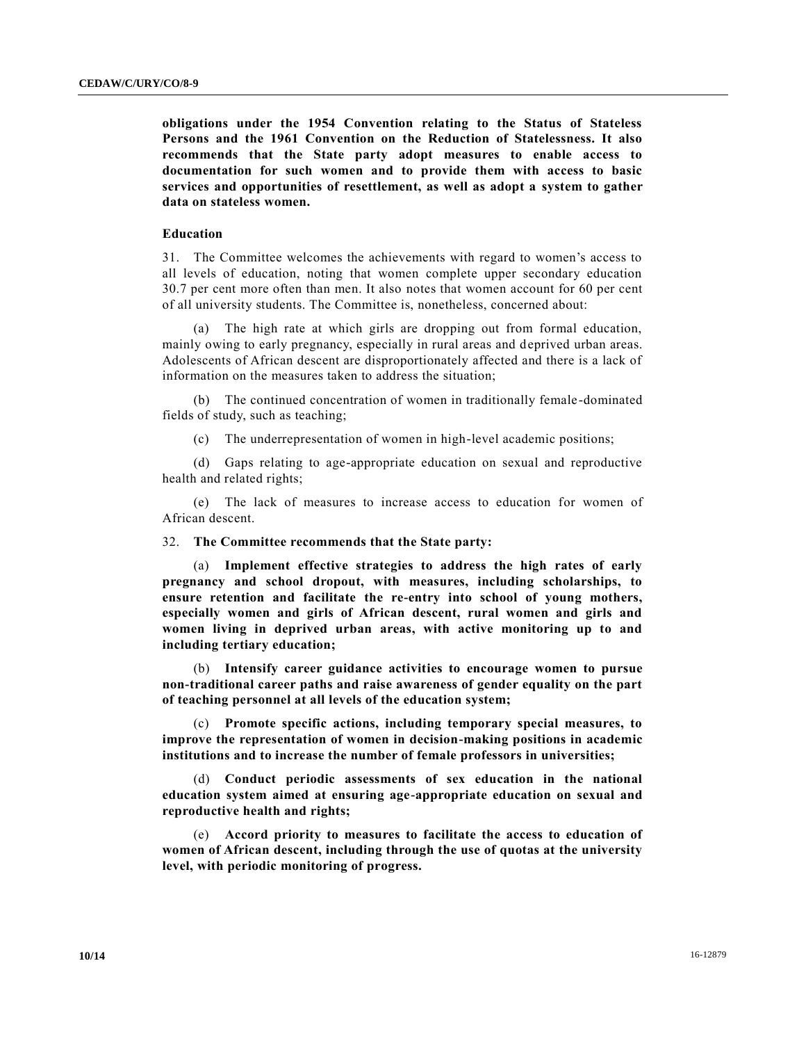**obligations under the 1954 Convention relating to the Status of Stateless Persons and the 1961 Convention on the Reduction of Statelessness. It also recommends that the State party adopt measures to enable access to documentation for such women and to provide them with access to basic services and opportunities of resettlement, as well as adopt a system to gather data on stateless women.**

### Education

31. The Committee welcomes the achievements with regard to women's access to all levels of education, noting that women complete upper secondary education 30.7 per cent more often than men. It also notes that women account for 60 per cent of all university students. The Committee is, nonetheless, concerned about:

(a) The high rate at which girls are dropping out from formal education, mainly owing to early pregnancy, especially in rural areas and deprived urban areas. Adolescents of African descent are disproportionately affected and there is a lack of information on the measures taken to address the situation;

(b) The continued concentration of women in traditionally female-dominated fields of study, such as teaching;

(c) The underrepresentation of women in high-level academic positions;

(d) Gaps relating to age-appropriate education on sexual and reproductive health and related rights;

(e) The lack of measures to increase access to education for women of African descent.

32. **The Committee recommends that the State party:**

(a) **Implement effective strategies to address the high rates of early pregnancy and school dropout, with measures, including scholarships, to ensure retention and facilitate the re-entry into school of young mothers, especially women and girls of African descent, rural women and girls and women living in deprived urban areas, with active monitoring up to and including tertiary education;**

(b) **Intensify career guidance activities to encourage women to pursue non-traditional career paths and raise awareness of gender equality on the part of teaching personnel at all levels of the education system;**

(c) **Promote specific actions, including temporary special measures, to improve the representation of women in decision-making positions in academic institutions and to increase the number of female professors in universities;**

(d) **Conduct periodic assessments of sex education in the national education system aimed at ensuring age-appropriate education on sexual and reproductive health and rights;**

(e) **Accord priority to measures to facilitate the access to education of women of African descent, including through the use of quotas at the university level, with periodic monitoring of progress.**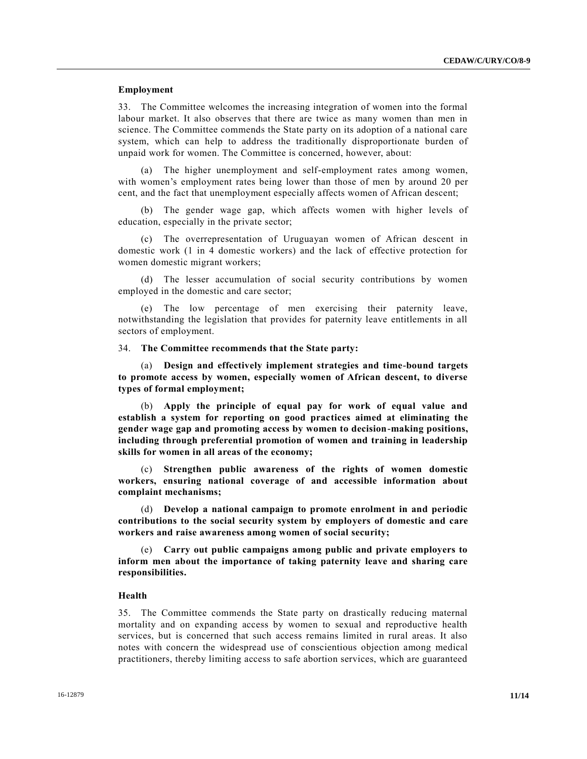### Employment

33. The Committee welcomes the increasing integration of women into the formal labour market. It also observes that there are twice as many women than men in science. The Committee commends the State party on its adoption of a national care system, which can help to address the traditionally disproportionate burden of unpaid work for women. The Committee is concerned, however, about:

(a) The higher unemployment and self-employment rates among women, with women's employment rates being lower than those of men by around 20 per cent, and the fact that unemployment especially affects women of African descent;

(b) The gender wage gap, which affects women with higher levels of education, especially in the private sector;

(c) The overrepresentation of Uruguayan women of African descent in domestic work (1 in 4 domestic workers) and the lack of effective protection for women domestic migrant workers;

(d) The lesser accumulation of social security contributions by women employed in the domestic and care sector;

(e) The low percentage of men exercising their paternity leave, notwithstanding the legislation that provides for paternity leave entitlements in all sectors of employment.

34. **The Committee recommends that the State party:**

(a) **Design and effectively implement strategies and time-bound targets to promote access by women, especially women of African descent, to diverse types of formal employment;**

(b) **Apply the principle of equal pay for work of equal value and establish a system for reporting on good practices aimed at eliminating the gender wage gap and promoting access by women to decision-making positions, including through preferential promotion of women and training in leadership skills for women in all areas of the economy;**

(c) **Strengthen public awareness of the rights of women domestic workers, ensuring national coverage of and accessible information about complaint mechanisms;**

(d) **Develop a national campaign to promote enrolment in and periodic contributions to the social security system by employers of domestic and care workers and raise awareness among women of social security;**

(e) **Carry out public campaigns among public and private employers to inform men about the importance of taking paternity leave and sharing care responsibilities.**

### Health

35. The Committee commends the State party on drastically reducing maternal mortality and on expanding access by women to sexual and reproductive health services, but is concerned that such access remains limited in rural areas. It also notes with concern the widespread use of conscientious objection among medical practitioners, thereby limiting access to safe abortion services, which are guaranteed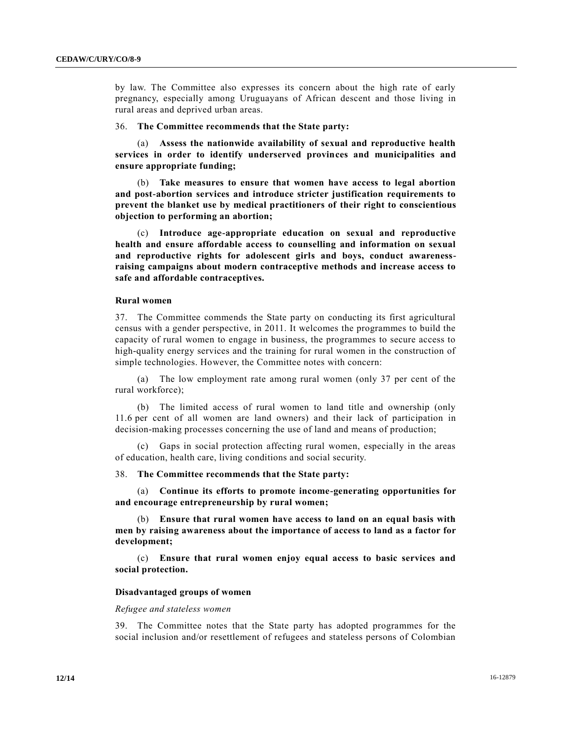by law. The Committee also expresses its concern about the high rate of early pregnancy, especially among Uruguayans of African descent and those living in rural areas and deprived urban areas.

36. **The Committee recommends that the State party:**

(a) **Assess the nationwide availability of sexual and reproductive health services in order to identify underserved provinces and municipalities and ensure appropriate funding;**

(b) **Take measures to ensure that women have access to legal abortion and post-abortion services and introduce stricter justification requirements to prevent the blanket use by medical practitioners of their right to conscientious objection to performing an abortion;**

(c) **Introduce age-appropriate education on sexual and reproductive health and ensure affordable access to counselling and information on sexual and reproductive rights for adolescent girls and boys, conduct awareness-raising campaigns about modern contraceptive methods and increase access to safe and affordable contraceptives.**

### Rural women

37. The Committee commends the State party on conducting its first agricultural census with a gender perspective, in 2011. It welcomes the programmes to build the capacity of rural women to engage in business, the programmes to secure access to high-quality energy services and the training for rural women in the construction of simple technologies. However, the Committee notes with concern:

(a) The low employment rate among rural women (only 37 per cent of the rural workforce);

(b) The limited access of rural women to land title and ownership (only 11.6 per cent of all women are land owners) and their lack of participation in decision-making processes concerning the use of land and means of production;

(c) Gaps in social protection affecting rural women, especially in the areas of education, health care, living conditions and social security.

38. **The Committee recommends that the State party:**

(a) **Continue its efforts to promote income-generating opportunities for and encourage entrepreneurship by rural women;**

(b) **Ensure that rural women have access to land on an equal basis with men by raising awareness about the importance of access to land as a factor for development;**

(c) **Ensure that rural women enjoy equal access to basic services and social protection.**

### Disadvantaged groups of women

*Refugee and stateless women*

39. The Committee notes that the State party has adopted programmes for the social inclusion and/or resettlement of refugees and stateless persons of Colombian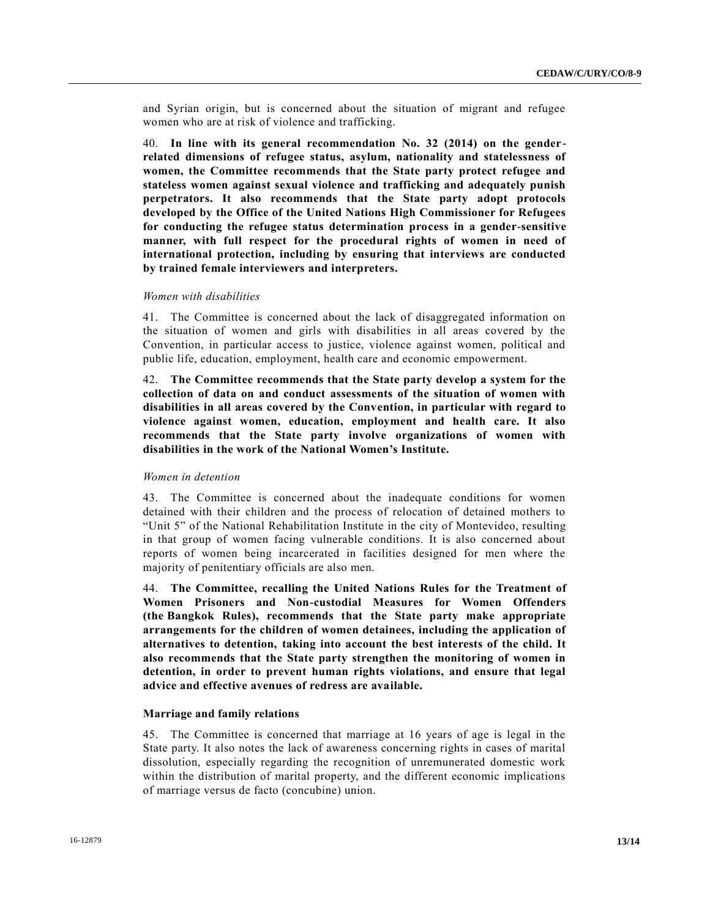and Syrian origin, but is concerned about the situation of migrant and refugee women who are at risk of violence and trafficking.

40. **In line with its general recommendation No. 32 (2014) on the gender-related dimensions of refugee status, asylum, nationality and statelessness of women, the Committee recommends that the State party protect refugee and stateless women against sexual violence and trafficking and adequately punish perpetrators. It also recommends that the State party adopt protocols developed by the Office of the United Nations High Commissioner for Refugees for conducting the refugee status determination process in a gender-sensitive manner, with full respect for the procedural rights of women in need of international protection, including by ensuring that interviews are conducted by trained female interviewers and interpreters.**

*Women with disabilities*

41. The Committee is concerned about the lack of disaggregated information on the situation of women and girls with disabilities in all areas covered by the Convention, in particular access to justice, violence against women, political and public life, education, employment, health care and economic empowerment.

42. **The Committee recommends that the State party develop a system for the collection of data on and conduct assessments of the situation of women with disabilities in all areas covered by the Convention, in particular with regard to violence against women, education, employment and health care. It also recommends that the State party involve organizations of women with disabilities in the work of the National Women's Institute.**

*Women in detention*

43. The Committee is concerned about the inadequate conditions for women detained with their children and the process of relocation of detained mothers to "Unit 5" of the National Rehabilitation Institute in the city of Montevideo, resulting in that group of women facing vulnerable conditions. It is also concerned about reports of women being incarcerated in facilities designed for men where the majority of penitentiary officials are also men.

44. **The Committee, recalling the United Nations Rules for the Treatment of Women Prisoners and Non-custodial Measures for Women Offenders (the Bangkok Rules), recommends that the State party make appropriate arrangements for the children of women detainees, including the application of alternatives to detention, taking into account the best interests of the child. It also recommends that the State party strengthen the monitoring of women in detention, in order to prevent human rights violations, and ensure that legal advice and effective avenues of redress are available.**

### Marriage and family relations

45. The Committee is concerned that marriage at 16 years of age is legal in the State party. It also notes the lack of awareness concerning rights in cases of marital dissolution, especially regarding the recognition of unremunerated domestic work within the distribution of marital property, and the different economic implications of marriage versus de facto (concubine) union.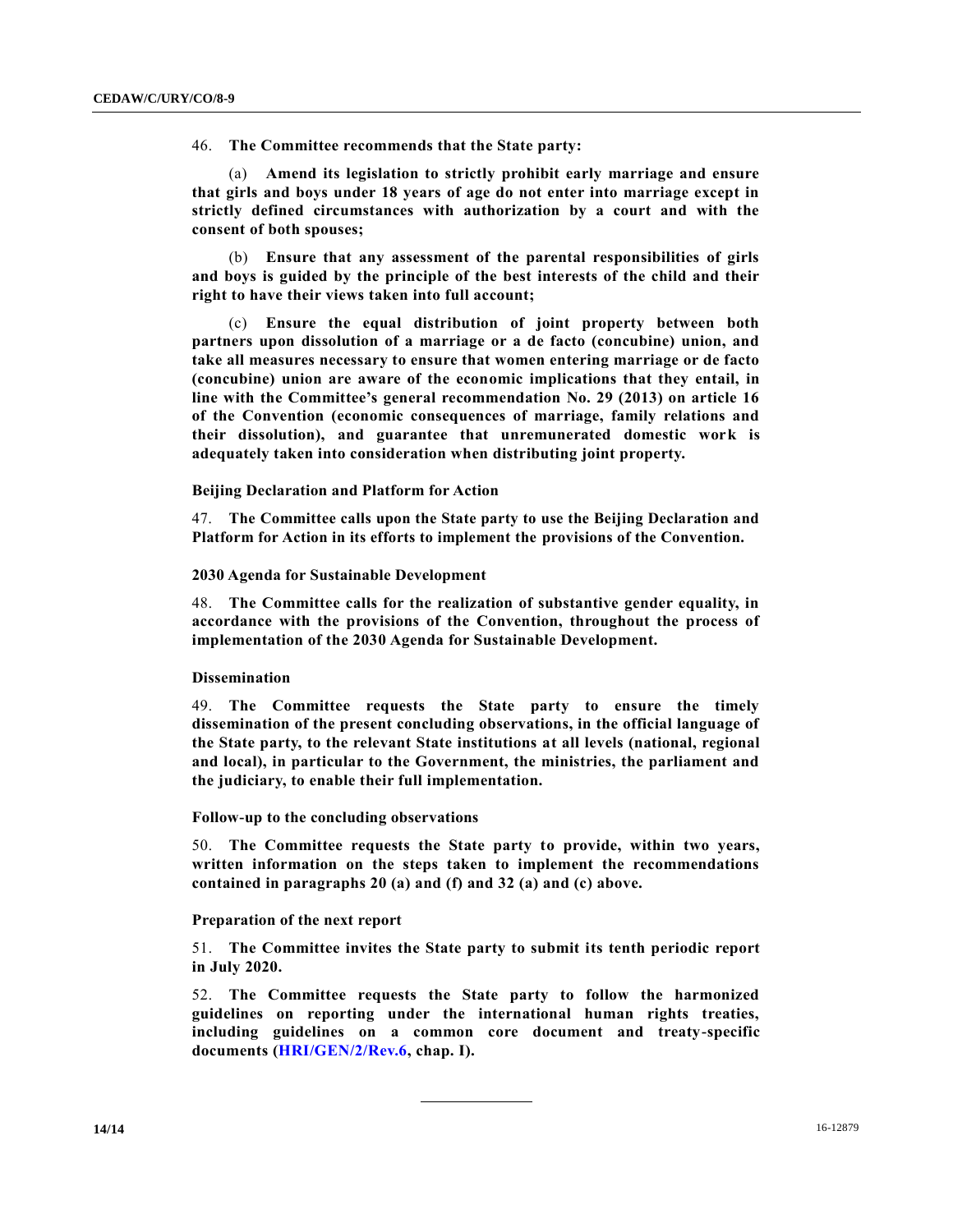46. **The Committee recommends that the State party:**

(a) **Amend its legislation to strictly prohibit early marriage and ensure that girls and boys under 18 years of age do not enter into marriage except in strictly defined circumstances with authorization by a court and with the consent of both spouses;**

(b) **Ensure that any assessment of the parental responsibilities of girls and boys is guided by the principle of the best interests of the child and their right to have their views taken into full account;**

(c) **Ensure the equal distribution of joint property between both partners upon dissolution of a marriage or a de facto (concubine) union, and take all measures necessary to ensure that women entering marriage or de facto (concubine) union are aware of the economic implications that they entail, in line with the Committee's general recommendation No. 29 (2013) on article 16 of the Convention (economic consequences of marriage, family relations and their dissolution), and guarantee that unremunerated domestic work is adequately taken into consideration when distributing joint property.**

**Beijing Declaration and Platform for Action**

47. **The Committee calls upon the State party to use the Beijing Declaration and Platform for Action in its efforts to implement the provisions of the Convention.**

**2030 Agenda for Sustainable Development**

48. **The Committee calls for the realization of substantive gender equality, in accordance with the provisions of the Convention, throughout the process of implementation of the 2030 Agenda for Sustainable Development.**

**Dissemination**

49. **The Committee requests the State party to ensure the timely dissemination of the present concluding observations, in the official language of the State party, to the relevant State institutions at all levels (national, regional and local), in particular to the Government, the ministries, the parliament and the judiciary, to enable their full implementation.**

**Follow-up to the concluding observations**

50. **The Committee requests the State party to provide, within two years, written information on the steps taken to implement the recommendations contained in paragraphs 20 (a) and (f) and 32 (a) and (c) above.**

**Preparation of the next report**

51. **The Committee invites the State party to submit its tenth periodic report in July 2020.**

52. **The Committee requests the State party to follow the harmonized guidelines on reporting under the international human rights treaties, including guidelines on a common core document and treaty-specific documents (HRI/GEN/2/Rev.6, chap. I).**